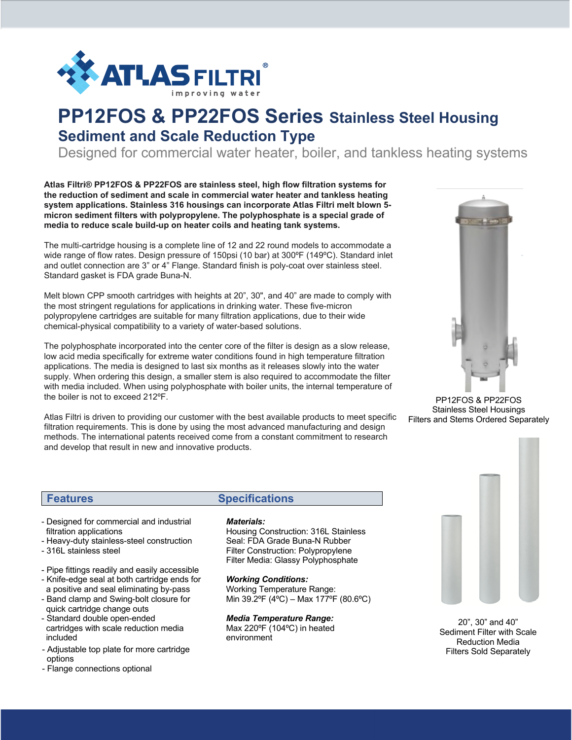ATLAS FILTRI®
improving water

# PP12FOS & PP22FOS Series Stainless Steel Housing

## Sediment and Scale Reduction Type

Designed for commercial water heater, boiler, and tankless heating systems

**Atlas Filtri® PP12FOS & PP22FOS are stainless steel, high flow filtration systems for the reduction of sediment and scale in commercial water heater and tankless heating system applications. Stainless 316 housings can incorporate Atlas Filtri melt blown 5-micron sediment filters with polypropylene. The polyphosphate is a special grade of media to reduce scale build-up on heater coils and heating tank systems.**

The multi-cartridge housing is a complete line of 12 and 22 round models to accommodate a wide range of flow rates. Design pressure of 150psi (10 bar) at 300ºF (149ºC). Standard inlet and outlet connection are 3" or 4" Flange. Standard finish is poly-coat over stainless steel. Standard gasket is FDA grade Buna-N.

Melt blown CPP smooth cartridges with heights at 20", 30", and 40" are made to comply with the most stringent regulations for applications in drinking water. These five-micron polypropylene cartridges are suitable for many filtration applications, due to their wide chemical-physical compatibility to a variety of water-based solutions.

The polyphosphate incorporated into the center core of the filter is design as a slow release, low acid media specifically for extreme water conditions found in high temperature filtration applications. The media is designed to last six months as it releases slowly into the water supply. When ordering this design, a smaller stem is also required to accommodate the filter with media included. When using polyphosphate with boiler units, the internal temperature of the boiler is not to exceed 212ºF.

Atlas Filtri is driven to providing our customer with the best available products to meet specific filtration requirements. This is done by using the most advanced manufacturing and design methods. The international patents received come from a constant commitment to research and develop that result in new and innovative products.

PP12FOS & PP22FOS
Stainless Steel Housings
Filters and Stems Ordered Separately

## Features

- Designed for commercial and industrial filtration applications
- Heavy-duty stainless-steel construction
- 316L stainless steel
- Pipe fittings readily and easily accessible
- Knife-edge seal at both cartridge ends for a positive and seal eliminating by-pass
- Band clamp and Swing-bolt closure for quick cartridge change outs
- Standard double open-ended cartridges with scale reduction media included
- Adjustable top plate for more cartridge options
- Flange connections optional

## Specifications

***Materials:***
Housing Construction: 316L Stainless
Seal: FDA Grade Buna-N Rubber
Filter Construction: Polypropylene
Filter Media: Glassy Polyphosphate

***Working Conditions:***
Working Temperature Range:
Min 39.2ºF (4ºC) – Max 177ºF (80.6ºC)

***Media Temperature Range:***
Max 220ºF (104ºC) in heated environment

20", 30" and 40"
Sediment Filter with Scale Reduction Media
Filters Sold Separately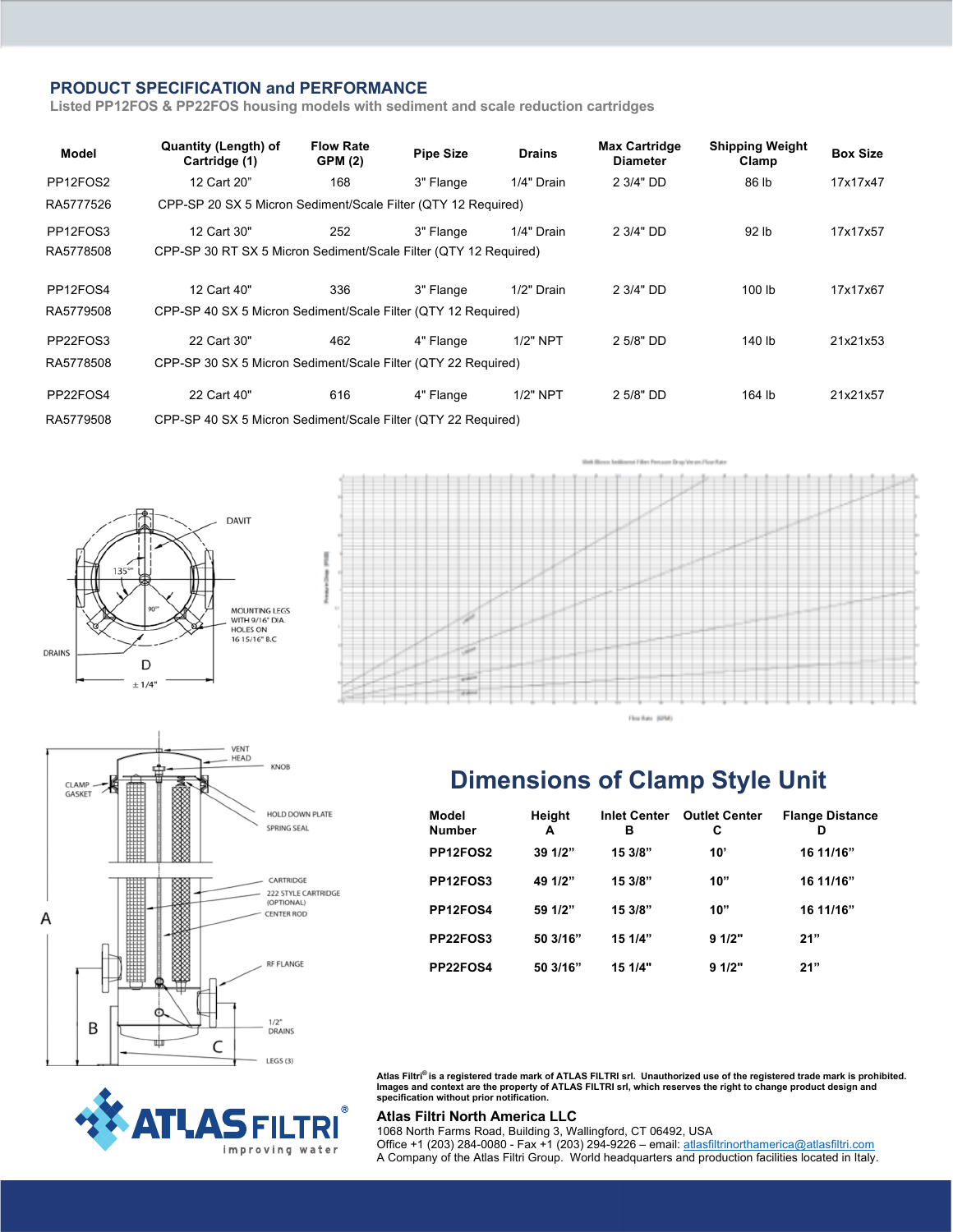## PRODUCT SPECIFICATION and PERFORMANCE

Listed PP12FOS & PP22FOS housing models with sediment and scale reduction cartridges

| Model | Quantity (Length) of Cartridge (1) | Flow Rate GPM (2) | Pipe Size | Drains | Max Cartridge Diameter | Shipping Weight Clamp | Box Size |
|---|---|---|---|---|---|---|---|
| PP12FOS2 | 12 Cart 20” | 168 | 3" Flange | 1/4" Drain | 2 3/4" DD | 86 lb | 17x17x47 |
| RA5777526 | CPP-SP 20 SX 5 Micron Sediment/Scale Filter (QTY 12 Required) | | | | | | |
| PP12FOS3 | 12 Cart 30" | 252 | 3" Flange | 1/4" Drain | 2 3/4" DD | 92 lb | 17x17x57 |
| RA5778508 | CPP-SP 30 RT SX 5 Micron Sediment/Scale Filter (QTY 12 Required) | | | | | | |
| PP12FOS4 | 12 Cart 40" | 336 | 3" Flange | 1/2" Drain | 2 3/4" DD | 100 lb | 17x17x67 |
| RA5779508 | CPP-SP 40 SX 5 Micron Sediment/Scale Filter (QTY 12 Required) | | | | | | |
| PP22FOS3 | 22 Cart 30" | 462 | 4" Flange | 1/2" NPT | 2 5/8" DD | 140 lb | 21x21x53 |
| RA5778508 | CPP-SP 30 SX 5 Micron Sediment/Scale Filter (QTY 22 Required) | | | | | | |
| PP22FOS4 | 22 Cart 40" | 616 | 4" Flange | 1/2" NPT | 2 5/8" DD | 164 lb | 21x21x57 |
| RA5779508 | CPP-SP 40 SX 5 Micron Sediment/Scale Filter (QTY 22 Required) | | | | | | |

DAVIT
135°
90°
MOUNTING LEGS WITH 9/16" DIA. HOLES ON 16 15/16" B.C
DRAINS
D
± 1/4"

Melt Blown Sediment Filter Pressure Drop Versus Flow Rate
Pressure Drop (PSID)
Flow Rate (GPM)

VENT HEAD
KNOB
CLAMP GASKET
HOLD DOWN PLATE
SPRING SEAL
CARTRIDGE
222 STYLE CARTRIDGE (OPTIONAL)
CENTER ROD
A
RF FLANGE
B
C
1/2" DRAINS
LEGS (3)

## Dimensions of Clamp Style Unit

| Model Number | Height A | Inlet Center B | Outlet Center C | Flange Distance D |
|---|---|---|---|---|
| PP12FOS2 | 39 1/2” | 15 3/8” | 10’ | 16 11/16” |
| PP12FOS3 | 49 1/2” | 15 3/8” | 10” | 16 11/16” |
| PP12FOS4 | 59 1/2” | 15 3/8” | 10” | 16 11/16” |
| PP22FOS3 | 50 3/16” | 15 1/4” | 9 1/2" | 21” |
| PP22FOS4 | 50 3/16” | 15 1/4" | 9 1/2" | 21” |

ATLAS FILTRI® improving water

**Atlas Filtri® is a registered trade mark of ATLAS FILTRI srl. Unauthorized use of the registered trade mark is prohibited. Images and context are the property of ATLAS FILTRI srl, which reserves the right to change product design and specification without prior notification.**

**Atlas Filtri North America LLC**
1068 North Farms Road, Building 3, Wallingford, CT 06492, USA
Office +1 (203) 284-0080 - Fax +1 (203) 294-9226 – email: atlasfiltrinorthamerica@atlasfiltri.com
A Company of the Atlas Filtri Group. World headquarters and production facilities located in Italy.